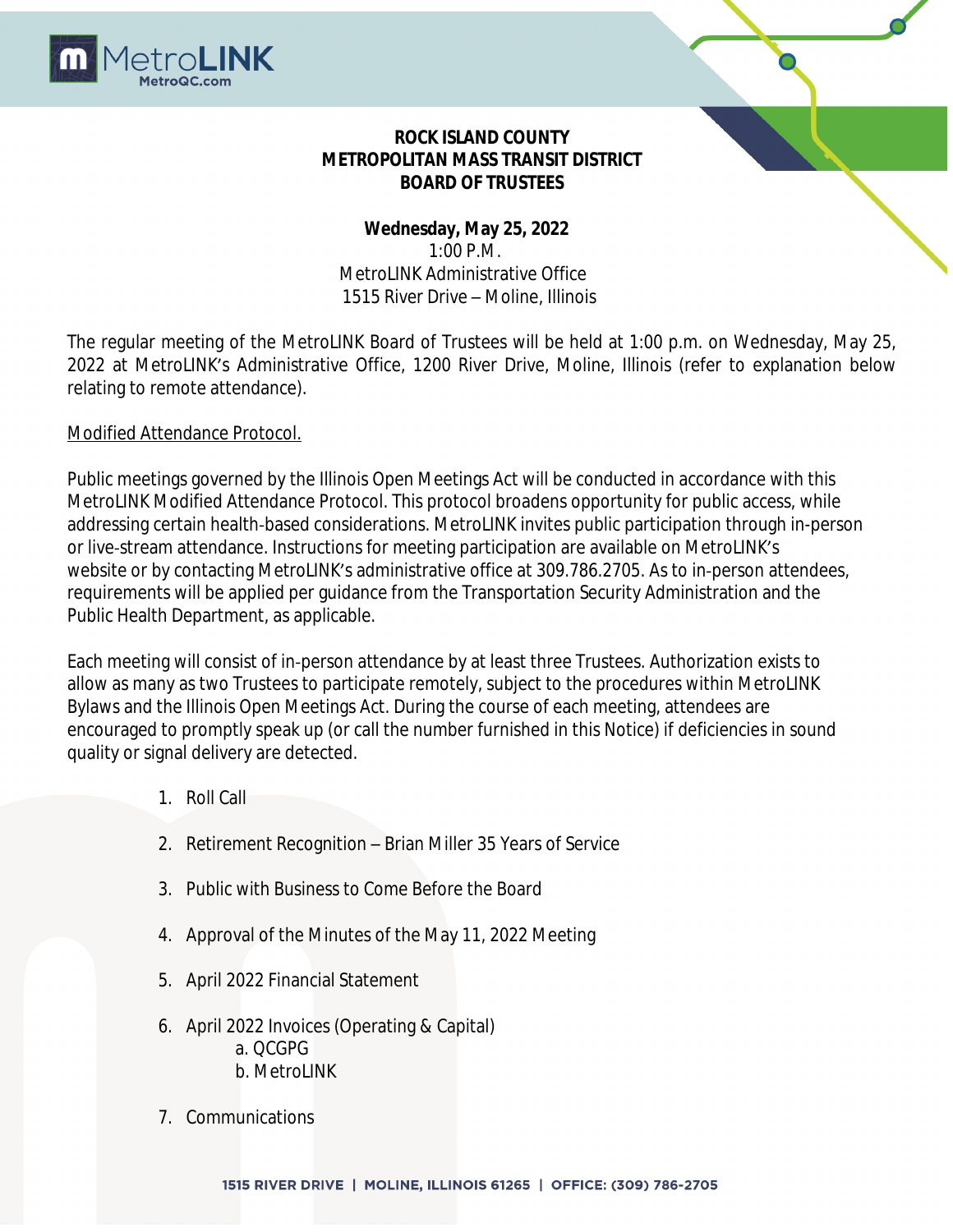**ROCK ISLAND COUNTY**
**METROPOLITAN MASS TRANSIT DISTRICT**
**BOARD OF TRUSTEES**

**Wednesday, May 25, 2022**
1:00 P.M.
MetroLINK Administrative Office
1515 River Drive – Moline, Illinois

The regular meeting of the MetroLINK Board of Trustees will be held at 1:00 p.m. on Wednesday, May 25, 2022 at MetroLINK's Administrative Office, 1200 River Drive, Moline, Illinois (refer to explanation below relating to remote attendance).

Modified Attendance Protocol.

Public meetings governed by the Illinois Open Meetings Act will be conducted in accordance with this MetroLINK Modified Attendance Protocol. This protocol broadens opportunity for public access, while addressing certain health-based considerations. MetroLINK invites public participation through in-person or live-stream attendance. Instructions for meeting participation are available on MetroLINK's website or by contacting MetroLINK's administrative office at 309.786.2705. As to in-person attendees, requirements will be applied per guidance from the Transportation Security Administration and the Public Health Department, as applicable.

Each meeting will consist of in-person attendance by at least three Trustees. Authorization exists to allow as many as two Trustees to participate remotely, subject to the procedures within MetroLINK Bylaws and the Illinois Open Meetings Act. During the course of each meeting, attendees are encouraged to promptly speak up (or call the number furnished in this Notice) if deficiencies in sound quality or signal delivery are detected.

1. Roll Call
2. Retirement Recognition – Brian Miller 35 Years of Service
3. Public with Business to Come Before the Board
4. Approval of the Minutes of the May 11, 2022 Meeting
5. April 2022 Financial Statement
6. April 2022 Invoices (Operating & Capital)
   a. QCGPG
   b. MetroLINK
7. Communications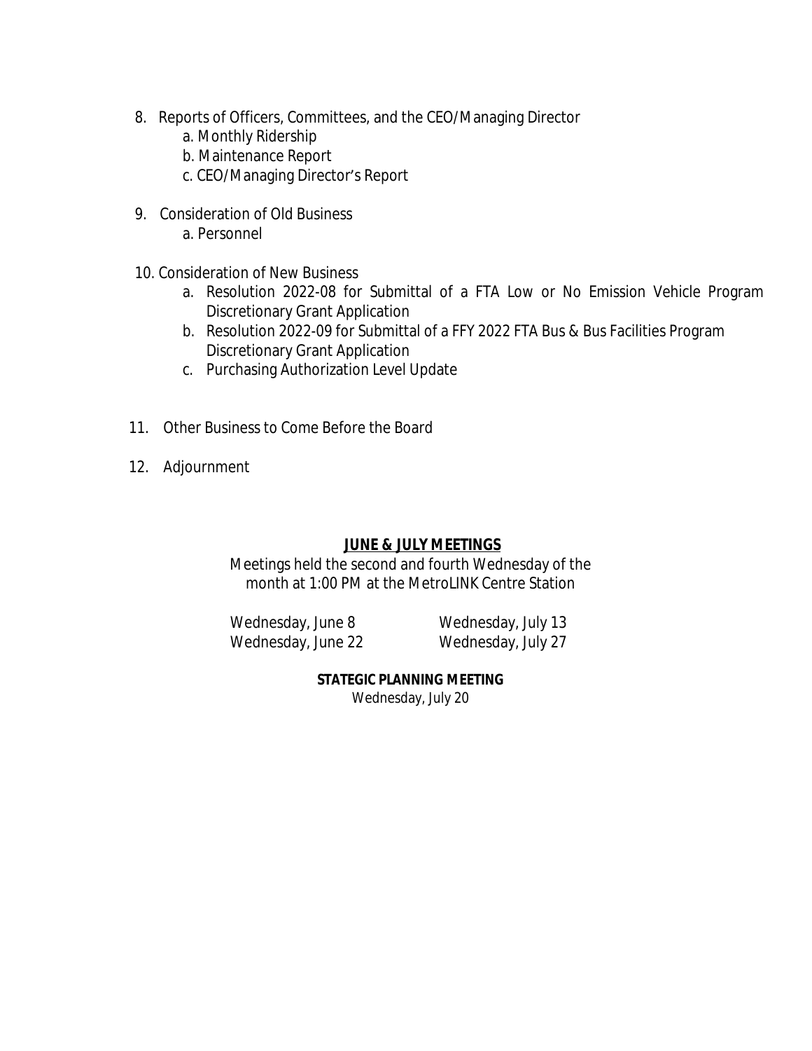8. Reports of Officers, Committees, and the CEO/Managing Director
   a. Monthly Ridership
   b. Maintenance Report
   c. CEO/Managing Director's Report

9. Consideration of Old Business
   a. Personnel

10. Consideration of New Business
    a. Resolution 2022-08 for Submittal of a FTA Low or No Emission Vehicle Program Discretionary Grant Application
    b. Resolution 2022-09 for Submittal of a FFY 2022 FTA Bus & Bus Facilities Program Discretionary Grant Application
    c. Purchasing Authorization Level Update

11. Other Business to Come Before the Board

12. Adjournment

**JUNE & JULY MEETINGS**

Meetings held the second and fourth Wednesday of the month at 1:00 PM at the MetroLINK Centre Station

| | |
|---|---|
| Wednesday, June 8 | Wednesday, July 13 |
| Wednesday, June 22 | Wednesday, July 27 |

**STATEGIC PLANNING MEETING**

Wednesday, July 20